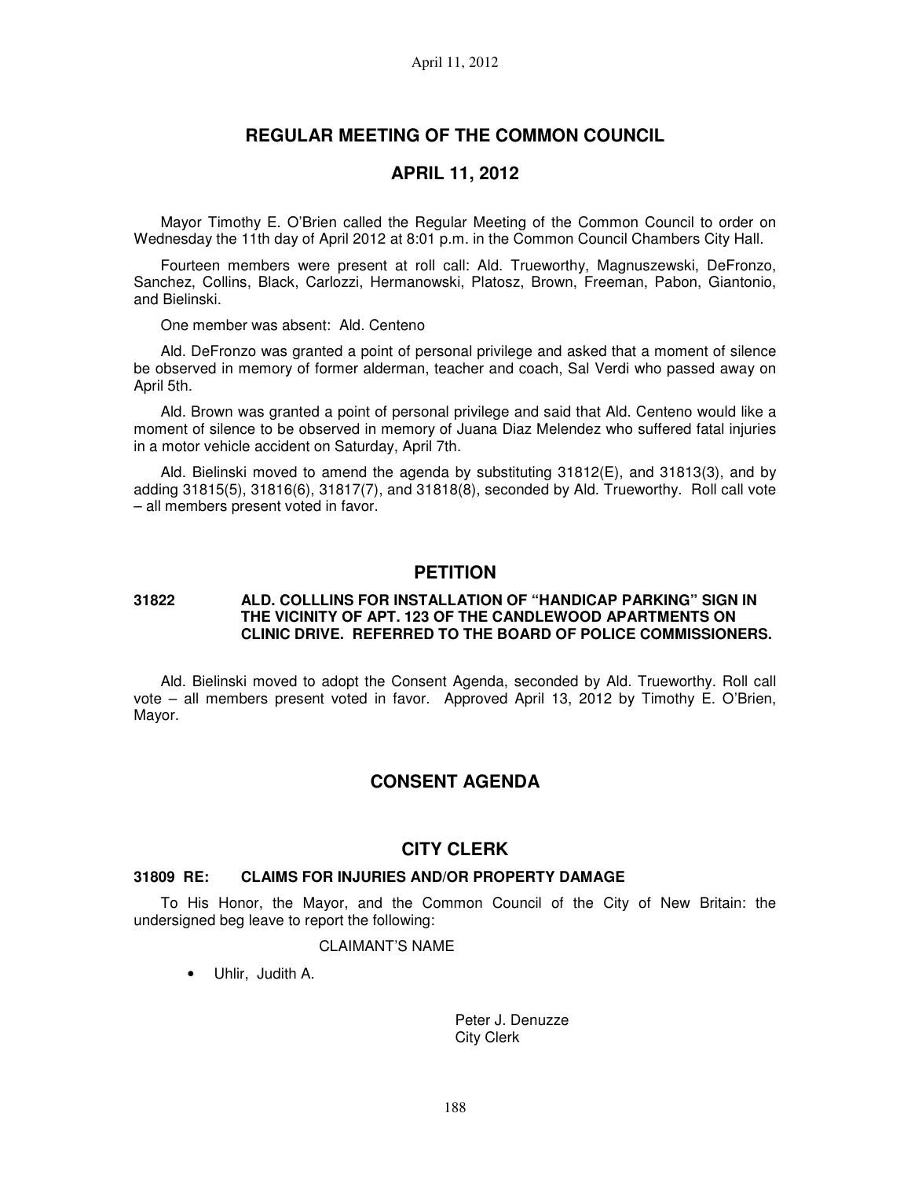# REGULAR MEETING OF THE COMMON COUNCIL

## APRIL 11, 2012

Mayor Timothy E. O'Brien called the Regular Meeting of the Common Council to order on Wednesday the 11th day of April 2012 at 8:01 p.m. in the Common Council Chambers City Hall.

Fourteen members were present at roll call: Ald. Trueworthy, Magnuszewski, DeFronzo, Sanchez, Collins, Black, Carlozzi, Hermanowski, Platosz, Brown, Freeman, Pabon, Giantonio, and Bielinski.

One member was absent: Ald. Centeno

Ald. DeFronzo was granted a point of personal privilege and asked that a moment of silence be observed in memory of former alderman, teacher and coach, Sal Verdi who passed away on April 5th.

Ald. Brown was granted a point of personal privilege and said that Ald. Centeno would like a moment of silence to be observed in memory of Juana Diaz Melendez who suffered fatal injuries in a motor vehicle accident on Saturday, April 7th.

Ald. Bielinski moved to amend the agenda by substituting 31812(E), and 31813(3), and by adding 31815(5), 31816(6), 31817(7), and 31818(8), seconded by Ald. Trueworthy. Roll call vote – all members present voted in favor.

## PETITION

**31822 ALD. COLLLINS FOR INSTALLATION OF "HANDICAP PARKING" SIGN IN THE VICINITY OF APT. 123 OF THE CANDLEWOOD APARTMENTS ON CLINIC DRIVE. REFERRED TO THE BOARD OF POLICE COMMISSIONERS.**

Ald. Bielinski moved to adopt the Consent Agenda, seconded by Ald. Trueworthy. Roll call vote – all members present voted in favor. Approved April 13, 2012 by Timothy E. O'Brien, Mayor.

## CONSENT AGENDA

## CITY CLERK

**31809 RE: CLAIMS FOR INJURIES AND/OR PROPERTY DAMAGE**

To His Honor, the Mayor, and the Common Council of the City of New Britain: the undersigned beg leave to report the following:

CLAIMANT'S NAME

- Uhlir, Judith A.

Peter J. Denuzze
City Clerk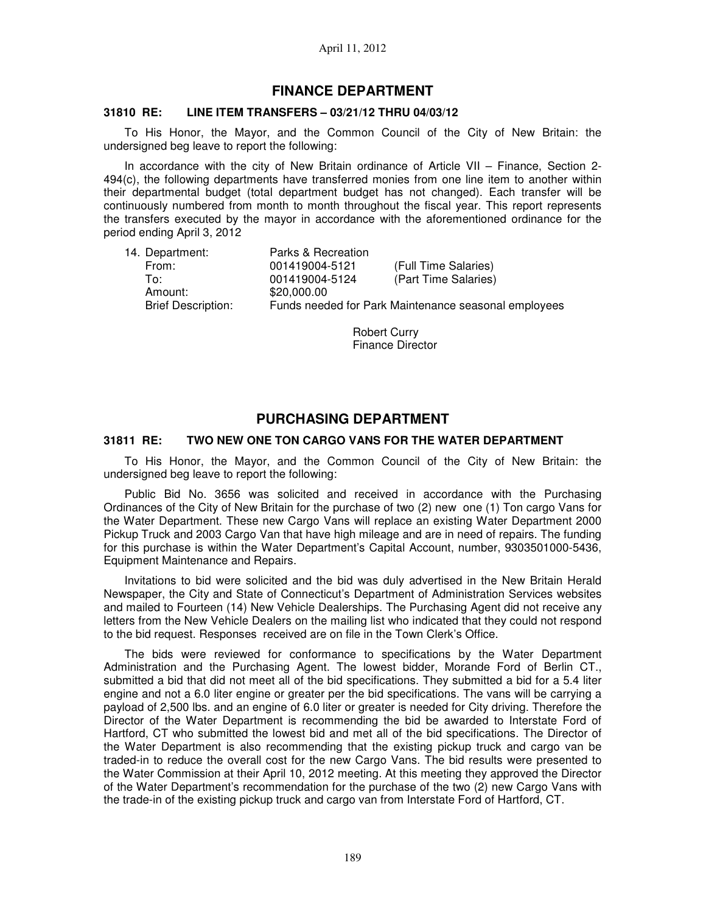## FINANCE DEPARTMENT

### 31810 RE: LINE ITEM TRANSFERS – 03/21/12 THRU 04/03/12

To His Honor, the Mayor, and the Common Council of the City of New Britain: the undersigned beg leave to report the following:

In accordance with the city of New Britain ordinance of Article VII – Finance, Section 2-494(c), the following departments have transferred monies from one line item to another within their departmental budget (total department budget has not changed). Each transfer will be continuously numbered from month to month throughout the fiscal year. This report represents the transfers executed by the mayor in accordance with the aforementioned ordinance for the period ending April 3, 2012

| | | |
|---|---|---|
| 14. Department: | Parks & Recreation | |
| From: | 001419004-5121 | (Full Time Salaries) |
| To: | 001419004-5124 | (Part Time Salaries) |
| Amount: | $20,000.00 | |
| Brief Description: | Funds needed for Park Maintenance seasonal employees | |

Robert Curry
Finance Director

## PURCHASING DEPARTMENT

### 31811 RE: TWO NEW ONE TON CARGO VANS FOR THE WATER DEPARTMENT

To His Honor, the Mayor, and the Common Council of the City of New Britain: the undersigned beg leave to report the following:

Public Bid No. 3656 was solicited and received in accordance with the Purchasing Ordinances of the City of New Britain for the purchase of two (2) new one (1) Ton cargo Vans for the Water Department. These new Cargo Vans will replace an existing Water Department 2000 Pickup Truck and 2003 Cargo Van that have high mileage and are in need of repairs. The funding for this purchase is within the Water Department's Capital Account, number, 9303501000-5436, Equipment Maintenance and Repairs.

Invitations to bid were solicited and the bid was duly advertised in the New Britain Herald Newspaper, the City and State of Connecticut's Department of Administration Services websites and mailed to Fourteen (14) New Vehicle Dealerships. The Purchasing Agent did not receive any letters from the New Vehicle Dealers on the mailing list who indicated that they could not respond to the bid request. Responses received are on file in the Town Clerk's Office.

The bids were reviewed for conformance to specifications by the Water Department Administration and the Purchasing Agent. The lowest bidder, Morande Ford of Berlin CT., submitted a bid that did not meet all of the bid specifications. They submitted a bid for a 5.4 liter engine and not a 6.0 liter engine or greater per the bid specifications. The vans will be carrying a payload of 2,500 lbs. and an engine of 6.0 liter or greater is needed for City driving. Therefore the Director of the Water Department is recommending the bid be awarded to Interstate Ford of Hartford, CT who submitted the lowest bid and met all of the bid specifications. The Director of the Water Department is also recommending that the existing pickup truck and cargo van be traded-in to reduce the overall cost for the new Cargo Vans. The bid results were presented to the Water Commission at their April 10, 2012 meeting. At this meeting they approved the Director of the Water Department's recommendation for the purchase of the two (2) new Cargo Vans with the trade-in of the existing pickup truck and cargo van from Interstate Ford of Hartford, CT.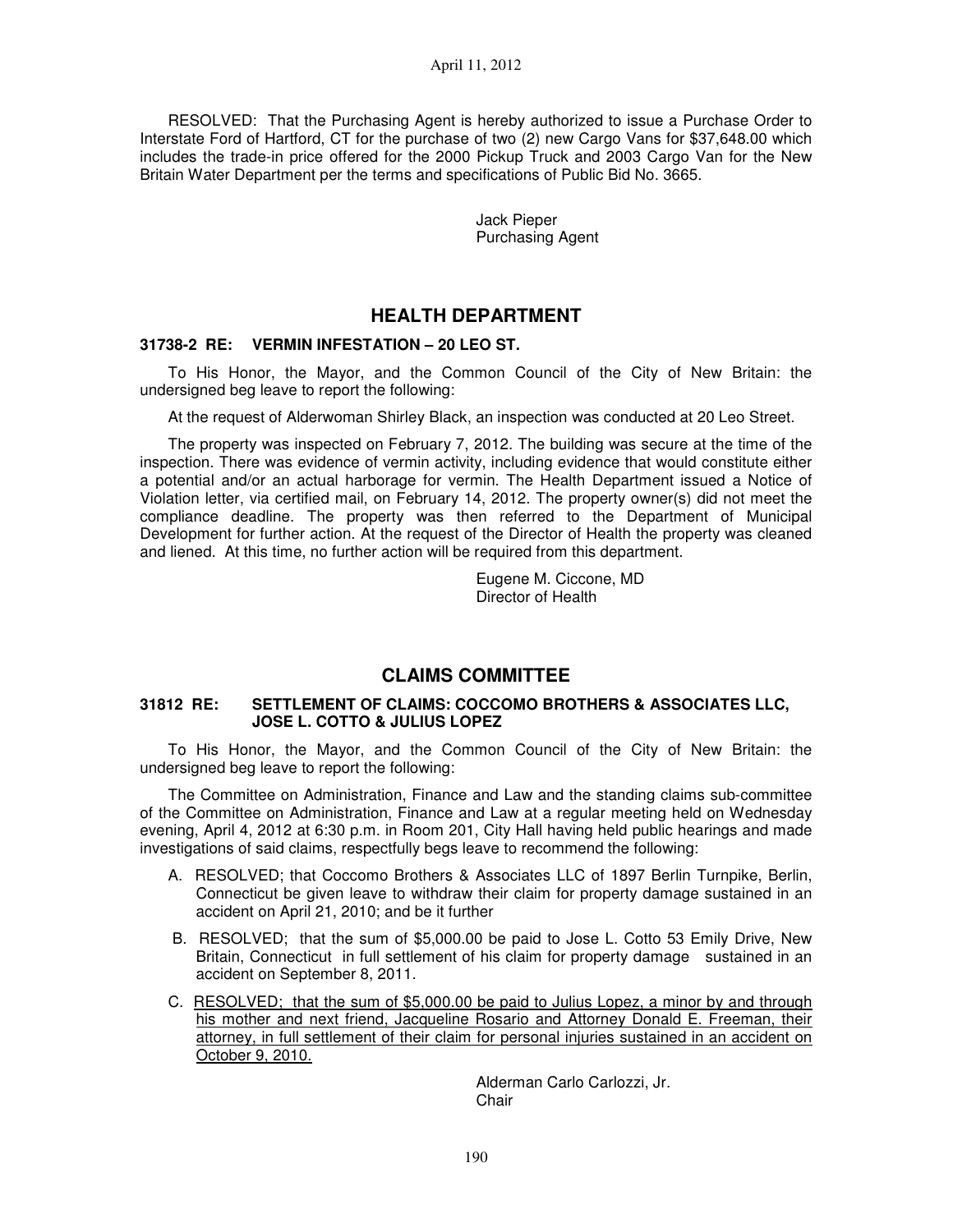RESOLVED: That the Purchasing Agent is hereby authorized to issue a Purchase Order to Interstate Ford of Hartford, CT for the purchase of two (2) new Cargo Vans for $37,648.00 which includes the trade-in price offered for the 2000 Pickup Truck and 2003 Cargo Van for the New Britain Water Department per the terms and specifications of Public Bid No. 3665.

Jack Pieper
Purchasing Agent

## HEALTH DEPARTMENT

**31738-2 RE: VERMIN INFESTATION – 20 LEO ST.**

To His Honor, the Mayor, and the Common Council of the City of New Britain: the undersigned beg leave to report the following:

At the request of Alderwoman Shirley Black, an inspection was conducted at 20 Leo Street.

The property was inspected on February 7, 2012. The building was secure at the time of the inspection. There was evidence of vermin activity, including evidence that would constitute either a potential and/or an actual harborage for vermin. The Health Department issued a Notice of Violation letter, via certified mail, on February 14, 2012. The property owner(s) did not meet the compliance deadline. The property was then referred to the Department of Municipal Development for further action. At the request of the Director of Health the property was cleaned and liened. At this time, no further action will be required from this department.

Eugene M. Ciccone, MD
Director of Health

## CLAIMS COMMITTEE

**31812 RE: SETTLEMENT OF CLAIMS: COCCOMO BROTHERS & ASSOCIATES LLC, JOSE L. COTTO & JULIUS LOPEZ**

To His Honor, the Mayor, and the Common Council of the City of New Britain: the undersigned beg leave to report the following:

The Committee on Administration, Finance and Law and the standing claims sub-committee of the Committee on Administration, Finance and Law at a regular meeting held on Wednesday evening, April 4, 2012 at 6:30 p.m. in Room 201, City Hall having held public hearings and made investigations of said claims, respectfully begs leave to recommend the following:

A. RESOLVED; that Coccomo Brothers & Associates LLC of 1897 Berlin Turnpike, Berlin, Connecticut be given leave to withdraw their claim for property damage sustained in an accident on April 21, 2010; and be it further

B. RESOLVED; that the sum of $5,000.00 be paid to Jose L. Cotto 53 Emily Drive, New Britain, Connecticut in full settlement of his claim for property damage sustained in an accident on September 8, 2011.

C. <u>RESOLVED; that the sum of $5,000.00 be paid to Julius Lopez, a minor by and through his mother and next friend, Jacqueline Rosario and Attorney Donald E. Freeman, their attorney, in full settlement of their claim for personal injuries sustained in an accident on October 9, 2010.</u>

Alderman Carlo Carlozzi, Jr.
Chair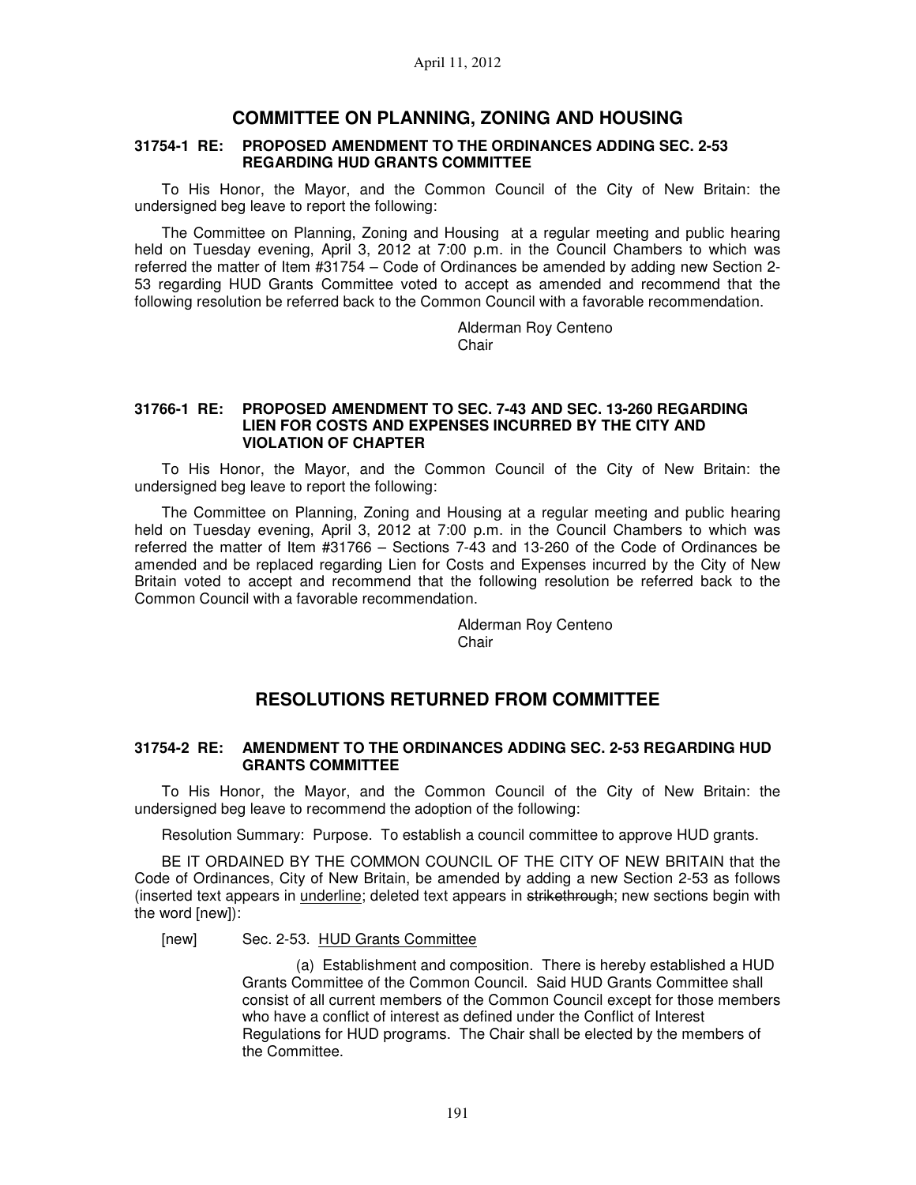## COMMITTEE ON PLANNING, ZONING AND HOUSING

**31754-1 RE: PROPOSED AMENDMENT TO THE ORDINANCES ADDING SEC. 2-53 REGARDING HUD GRANTS COMMITTEE**

To His Honor, the Mayor, and the Common Council of the City of New Britain: the undersigned beg leave to report the following:

The Committee on Planning, Zoning and Housing at a regular meeting and public hearing held on Tuesday evening, April 3, 2012 at 7:00 p.m. in the Council Chambers to which was referred the matter of Item #31754 – Code of Ordinances be amended by adding new Section 2-53 regarding HUD Grants Committee voted to accept as amended and recommend that the following resolution be referred back to the Common Council with a favorable recommendation.

Alderman Roy Centeno
Chair

**31766-1 RE: PROPOSED AMENDMENT TO SEC. 7-43 AND SEC. 13-260 REGARDING LIEN FOR COSTS AND EXPENSES INCURRED BY THE CITY AND VIOLATION OF CHAPTER**

To His Honor, the Mayor, and the Common Council of the City of New Britain: the undersigned beg leave to report the following:

The Committee on Planning, Zoning and Housing at a regular meeting and public hearing held on Tuesday evening, April 3, 2012 at 7:00 p.m. in the Council Chambers to which was referred the matter of Item #31766 – Sections 7-43 and 13-260 of the Code of Ordinances be amended and be replaced regarding Lien for Costs and Expenses incurred by the City of New Britain voted to accept and recommend that the following resolution be referred back to the Common Council with a favorable recommendation.

Alderman Roy Centeno
Chair

## RESOLUTIONS RETURNED FROM COMMITTEE

**31754-2 RE: AMENDMENT TO THE ORDINANCES ADDING SEC. 2-53 REGARDING HUD GRANTS COMMITTEE**

To His Honor, the Mayor, and the Common Council of the City of New Britain: the undersigned beg leave to recommend the adoption of the following:

Resolution Summary: Purpose. To establish a council committee to approve HUD grants.

BE IT ORDAINED BY THE COMMON COUNCIL OF THE CITY OF NEW BRITAIN that the Code of Ordinances, City of New Britain, be amended by adding a new Section 2-53 as follows (inserted text appears in <u>underline</u>; deleted text appears in ~~strikethrough~~; new sections begin with the word [new]):

[new] Sec. 2-53. <u>HUD Grants Committee</u>

(a) Establishment and composition. There is hereby established a HUD Grants Committee of the Common Council. Said HUD Grants Committee shall consist of all current members of the Common Council except for those members who have a conflict of interest as defined under the Conflict of Interest Regulations for HUD programs. The Chair shall be elected by the members of the Committee.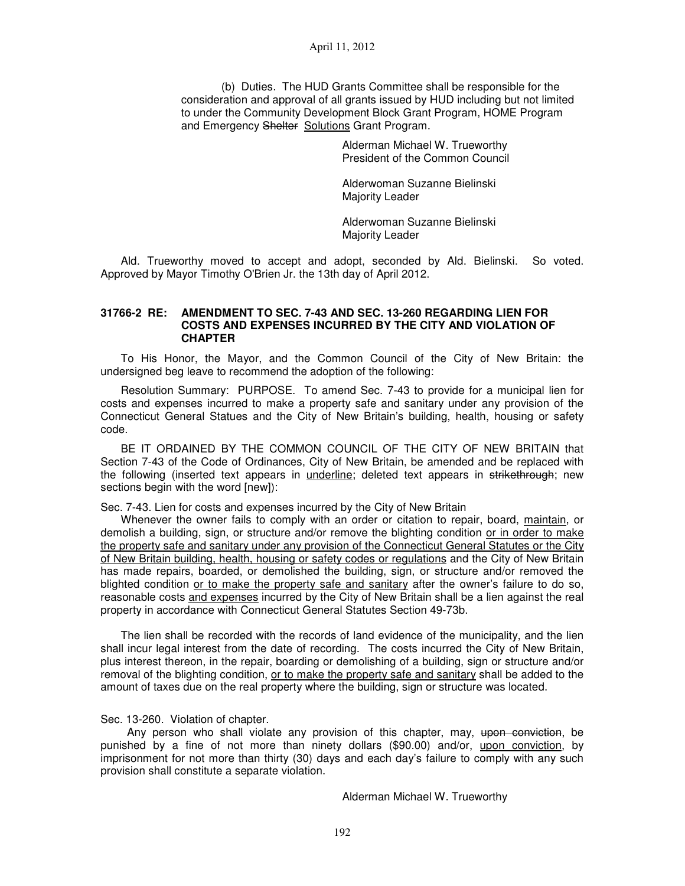(b) Duties. The HUD Grants Committee shall be responsible for the consideration and approval of all grants issued by HUD including but not limited to under the Community Development Block Grant Program, HOME Program and Emergency ~~Shelter~~ <u>Solutions</u> Grant Program.

Alderman Michael W. Trueworthy
President of the Common Council

Alderwoman Suzanne Bielinski
Majority Leader

Alderwoman Suzanne Bielinski
Majority Leader

Ald. Trueworthy moved to accept and adopt, seconded by Ald. Bielinski. So voted. Approved by Mayor Timothy O'Brien Jr. the 13th day of April 2012.

**31766-2 RE: AMENDMENT TO SEC. 7-43 AND SEC. 13-260 REGARDING LIEN FOR COSTS AND EXPENSES INCURRED BY THE CITY AND VIOLATION OF CHAPTER**

To His Honor, the Mayor, and the Common Council of the City of New Britain: the undersigned beg leave to recommend the adoption of the following:

Resolution Summary: PURPOSE. To amend Sec. 7-43 to provide for a municipal lien for costs and expenses incurred to make a property safe and sanitary under any provision of the Connecticut General Statues and the City of New Britain's building, health, housing or safety code.

BE IT ORDAINED BY THE COMMON COUNCIL OF THE CITY OF NEW BRITAIN that Section 7-43 of the Code of Ordinances, City of New Britain, be amended and be replaced with the following (inserted text appears in <u>underline</u>; deleted text appears in ~~strikethrough~~; new sections begin with the word [new]):

Sec. 7-43. Lien for costs and expenses incurred by the City of New Britain

Whenever the owner fails to comply with an order or citation to repair, board, <u>maintain</u>, or demolish a building, sign, or structure and/or remove the blighting condition <u>or in order to make the property safe and sanitary under any provision of the Connecticut General Statutes or the City of New Britain building, health, housing or safety codes or regulations</u> and the City of New Britain has made repairs, boarded, or demolished the building, sign, or structure and/or removed the blighted condition <u>or to make the property safe and sanitary</u> after the owner's failure to do so, reasonable costs <u>and expenses</u> incurred by the City of New Britain shall be a lien against the real property in accordance with Connecticut General Statutes Section 49-73b.

The lien shall be recorded with the records of land evidence of the municipality, and the lien shall incur legal interest from the date of recording. The costs incurred the City of New Britain, plus interest thereon, in the repair, boarding or demolishing of a building, sign or structure and/or removal of the blighting condition, <u>or to make the property safe and sanitary</u> shall be added to the amount of taxes due on the real property where the building, sign or structure was located.

Sec. 13-260. Violation of chapter.

Any person who shall violate any provision of this chapter, may, ~~upon conviction~~, be punished by a fine of not more than ninety dollars ($90.00) and/or, <u>upon conviction</u>, by imprisonment for not more than thirty (30) days and each day's failure to comply with any such provision shall constitute a separate violation.

Alderman Michael W. Trueworthy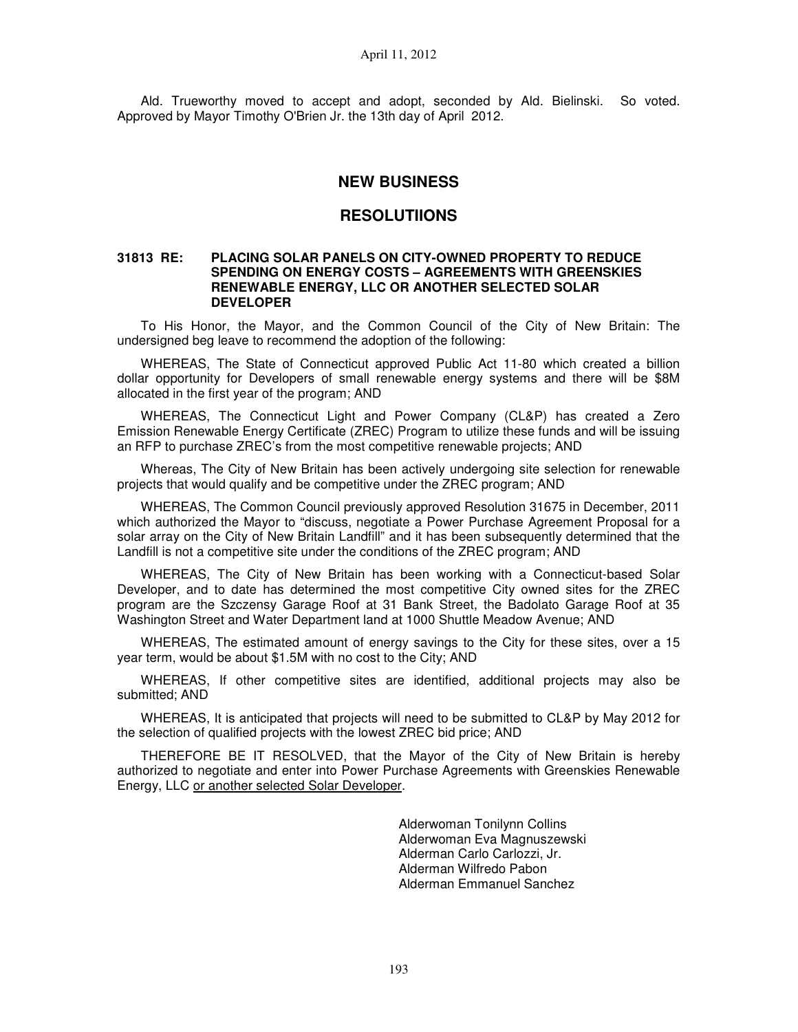Ald. Trueworthy moved to accept and adopt, seconded by Ald. Bielinski. So voted. Approved by Mayor Timothy O'Brien Jr. the 13th day of April 2012.

## NEW BUSINESS

## RESOLUTIIONS

**31813 RE: PLACING SOLAR PANELS ON CITY-OWNED PROPERTY TO REDUCE SPENDING ON ENERGY COSTS – AGREEMENTS WITH GREENSKIES RENEWABLE ENERGY, LLC OR ANOTHER SELECTED SOLAR DEVELOPER**

To His Honor, the Mayor, and the Common Council of the City of New Britain: The undersigned beg leave to recommend the adoption of the following:

WHEREAS, The State of Connecticut approved Public Act 11-80 which created a billion dollar opportunity for Developers of small renewable energy systems and there will be $8M allocated in the first year of the program; AND

WHEREAS, The Connecticut Light and Power Company (CL&P) has created a Zero Emission Renewable Energy Certificate (ZREC) Program to utilize these funds and will be issuing an RFP to purchase ZREC's from the most competitive renewable projects; AND

Whereas, The City of New Britain has been actively undergoing site selection for renewable projects that would qualify and be competitive under the ZREC program; AND

WHEREAS, The Common Council previously approved Resolution 31675 in December, 2011 which authorized the Mayor to "discuss, negotiate a Power Purchase Agreement Proposal for a solar array on the City of New Britain Landfill" and it has been subsequently determined that the Landfill is not a competitive site under the conditions of the ZREC program; AND

WHEREAS, The City of New Britain has been working with a Connecticut-based Solar Developer, and to date has determined the most competitive City owned sites for the ZREC program are the Szczensy Garage Roof at 31 Bank Street, the Badolato Garage Roof at 35 Washington Street and Water Department land at 1000 Shuttle Meadow Avenue; AND

WHEREAS, The estimated amount of energy savings to the City for these sites, over a 15 year term, would be about $1.5M with no cost to the City; AND

WHEREAS, If other competitive sites are identified, additional projects may also be submitted; AND

WHEREAS, It is anticipated that projects will need to be submitted to CL&P by May 2012 for the selection of qualified projects with the lowest ZREC bid price; AND

THEREFORE BE IT RESOLVED, that the Mayor of the City of New Britain is hereby authorized to negotiate and enter into Power Purchase Agreements with Greenskies Renewable Energy, LLC <u>or another selected Solar Developer</u>.

Alderwoman Tonilynn Collins
Alderwoman Eva Magnuszewski
Alderman Carlo Carlozzi, Jr.
Alderman Wilfredo Pabon
Alderman Emmanuel Sanchez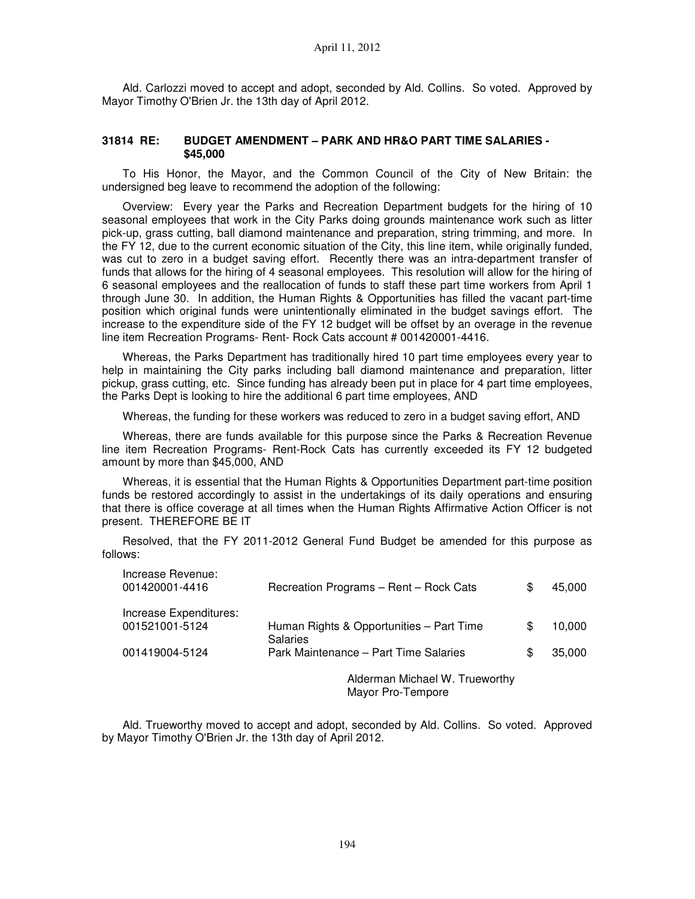Ald. Carlozzi moved to accept and adopt, seconded by Ald. Collins. So voted. Approved by Mayor Timothy O'Brien Jr. the 13th day of April 2012.

**31814 RE: BUDGET AMENDMENT – PARK AND HR&O PART TIME SALARIES - $45,000**

To His Honor, the Mayor, and the Common Council of the City of New Britain: the undersigned beg leave to recommend the adoption of the following:

Overview: Every year the Parks and Recreation Department budgets for the hiring of 10 seasonal employees that work in the City Parks doing grounds maintenance work such as litter pick-up, grass cutting, ball diamond maintenance and preparation, string trimming, and more. In the FY 12, due to the current economic situation of the City, this line item, while originally funded, was cut to zero in a budget saving effort. Recently there was an intra-department transfer of funds that allows for the hiring of 4 seasonal employees. This resolution will allow for the hiring of 6 seasonal employees and the reallocation of funds to staff these part time workers from April 1 through June 30. In addition, the Human Rights & Opportunities has filled the vacant part-time position which original funds were unintentionally eliminated in the budget savings effort. The increase to the expenditure side of the FY 12 budget will be offset by an overage in the revenue line item Recreation Programs- Rent- Rock Cats account # 001420001-4416.

Whereas, the Parks Department has traditionally hired 10 part time employees every year to help in maintaining the City parks including ball diamond maintenance and preparation, litter pickup, grass cutting, etc. Since funding has already been put in place for 4 part time employees, the Parks Dept is looking to hire the additional 6 part time employees, AND

Whereas, the funding for these workers was reduced to zero in a budget saving effort, AND

Whereas, there are funds available for this purpose since the Parks & Recreation Revenue line item Recreation Programs- Rent-Rock Cats has currently exceeded its FY 12 budgeted amount by more than $45,000, AND

Whereas, it is essential that the Human Rights & Opportunities Department part-time position funds be restored accordingly to assist in the undertakings of its daily operations and ensuring that there is office coverage at all times when the Human Rights Affirmative Action Officer is not present. THEREFORE BE IT

Resolved, that the FY 2011-2012 General Fund Budget be amended for this purpose as follows:

| | | | |
|---|---|---|---|
| Increase Revenue: | | | |
| 001420001-4416 | Recreation Programs – Rent – Rock Cats | $ | 45,000 |
| Increase Expenditures: | | | |
| 001521001-5124 | Human Rights & Opportunities – Part Time Salaries | $ | 10,000 |
| 001419004-5124 | Park Maintenance – Part Time Salaries | $ | 35,000 |

Alderman Michael W. Trueworthy
Mayor Pro-Tempore

Ald. Trueworthy moved to accept and adopt, seconded by Ald. Collins. So voted. Approved by Mayor Timothy O'Brien Jr. the 13th day of April 2012.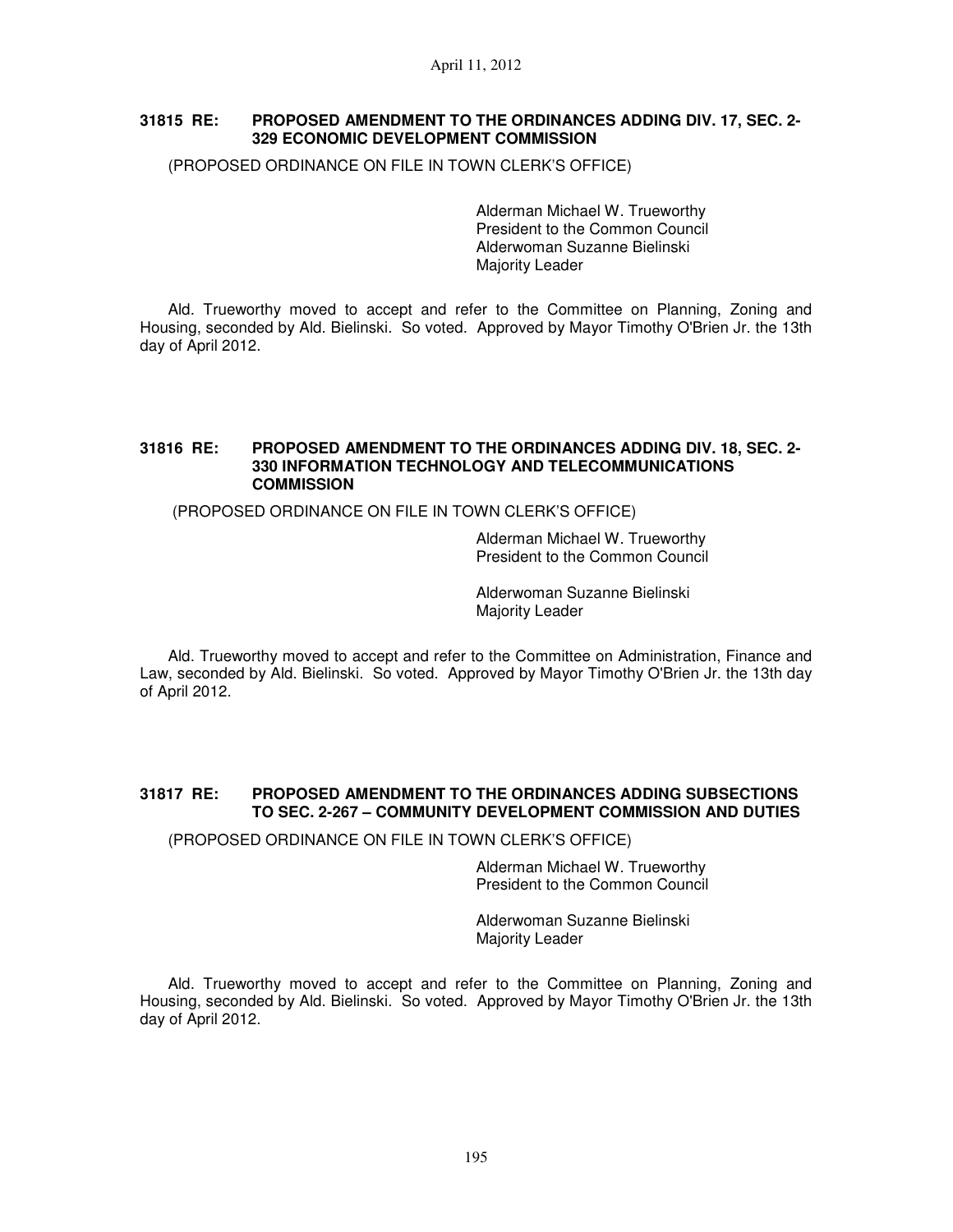**31815 RE: PROPOSED AMENDMENT TO THE ORDINANCES ADDING DIV. 17, SEC. 2-329 ECONOMIC DEVELOPMENT COMMISSION**

(PROPOSED ORDINANCE ON FILE IN TOWN CLERK'S OFFICE)

Alderman Michael W. Trueworthy
President to the Common Council
Alderwoman Suzanne Bielinski
Majority Leader

Ald. Trueworthy moved to accept and refer to the Committee on Planning, Zoning and Housing, seconded by Ald. Bielinski. So voted. Approved by Mayor Timothy O'Brien Jr. the 13th day of April 2012.

**31816 RE: PROPOSED AMENDMENT TO THE ORDINANCES ADDING DIV. 18, SEC. 2-330 INFORMATION TECHNOLOGY AND TELECOMMUNICATIONS COMMISSION**

(PROPOSED ORDINANCE ON FILE IN TOWN CLERK'S OFFICE)

Alderman Michael W. Trueworthy
President to the Common Council

Alderwoman Suzanne Bielinski
Majority Leader

Ald. Trueworthy moved to accept and refer to the Committee on Administration, Finance and Law, seconded by Ald. Bielinski. So voted. Approved by Mayor Timothy O'Brien Jr. the 13th day of April 2012.

**31817 RE: PROPOSED AMENDMENT TO THE ORDINANCES ADDING SUBSECTIONS TO SEC. 2-267 – COMMUNITY DEVELOPMENT COMMISSION AND DUTIES**

(PROPOSED ORDINANCE ON FILE IN TOWN CLERK'S OFFICE)

Alderman Michael W. Trueworthy
President to the Common Council

Alderwoman Suzanne Bielinski
Majority Leader

Ald. Trueworthy moved to accept and refer to the Committee on Planning, Zoning and Housing, seconded by Ald. Bielinski. So voted. Approved by Mayor Timothy O'Brien Jr. the 13th day of April 2012.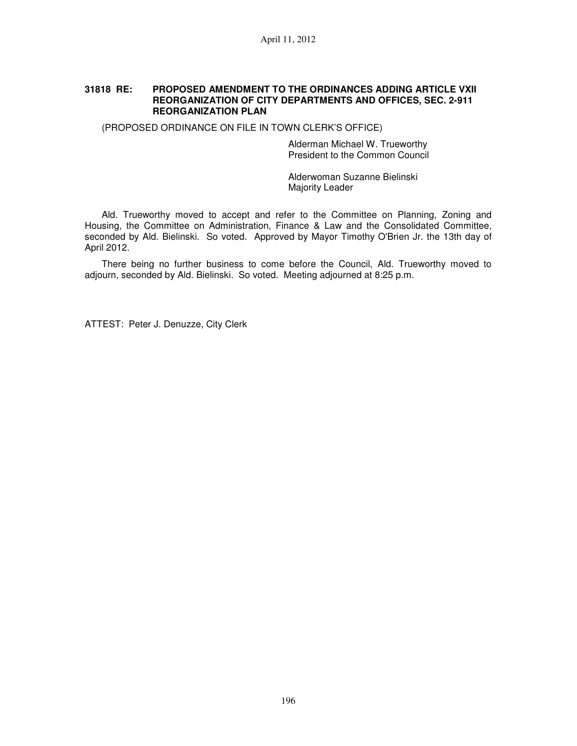**31818 RE: PROPOSED AMENDMENT TO THE ORDINANCES ADDING ARTICLE VXII REORGANIZATION OF CITY DEPARTMENTS AND OFFICES, SEC. 2-911 REORGANIZATION PLAN**

(PROPOSED ORDINANCE ON FILE IN TOWN CLERK'S OFFICE)

Alderman Michael W. Trueworthy
President to the Common Council

Alderwoman Suzanne Bielinski
Majority Leader

Ald. Trueworthy moved to accept and refer to the Committee on Planning, Zoning and Housing, the Committee on Administration, Finance & Law and the Consolidated Committee, seconded by Ald. Bielinski. So voted. Approved by Mayor Timothy O'Brien Jr. the 13th day of April 2012.

There being no further business to come before the Council, Ald. Trueworthy moved to adjourn, seconded by Ald. Bielinski. So voted. Meeting adjourned at 8:25 p.m.

ATTEST: Peter J. Denuzze, City Clerk